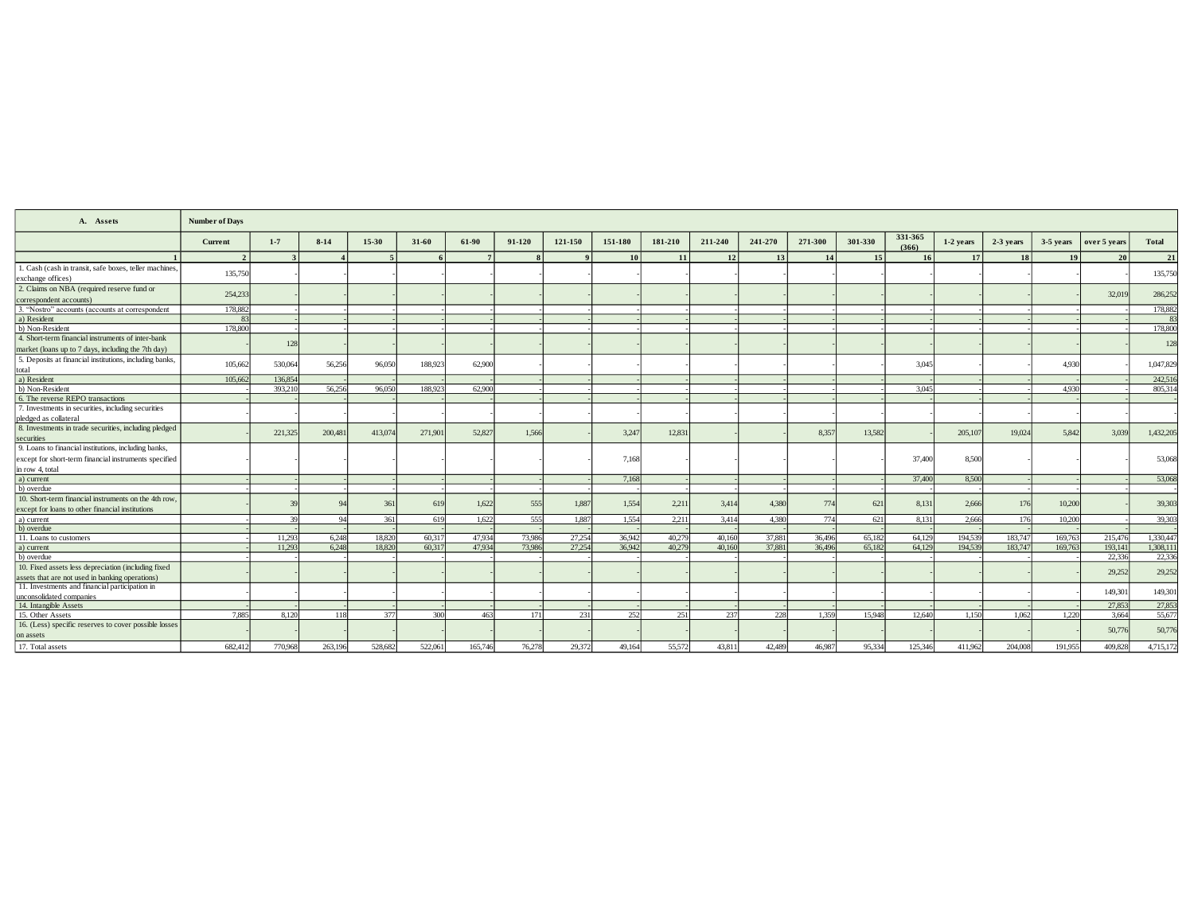| A. Assets | Number of Days | | | | | | | | | | | | | | | | | | | |
|---|---|---|---|---|---|---|---|---|---|---|---|---|---|---|---|---|---|---|---|---|
| | Current | 1-7 | 8-14 | 15-30 | 31-60 | 61-90 | 91-120 | 121-150 | 151-180 | 181-210 | 211-240 | 241-270 | 271-300 | 301-330 | 331-365 (366) | 1-2 years | 2-3 years | 3-5 years | over 5 years | Total |
| 1 | 2 | 3 | 4 | 5 | 6 | 7 | 8 | 9 | 10 | 11 | 12 | 13 | 14 | 15 | 16 | 17 | 18 | 19 | 20 | 21 |
| 1. Cash (cash in transit, safe boxes, teller machines, exchange offices) | 135,750 | - | - | - | - | - | - | - | - | - | - | - | - | - | - | - | - | - | - | 135,750 |
| 2. Claims on NBA (required reserve fund or correspondent accounts) | 254,233 | - | - | - | - | - | - | - | - | - | - | - | - | - | - | - | - | - | 32,019 | 286,252 |
| 3. "Nostro" accounts (accounts at correspondent | 178,882 | - | - | - | - | - | - | - | - | - | - | - | - | - | - | - | - | - | - | 178,882 |
| a) Resident | 83 | - | - | - | - | - | - | - | - | - | - | - | - | - | - | - | - | - | - | 83 |
| b) Non-Resident | 178,800 | - | - | - | - | - | - | - | - | - | - | - | - | - | - | - | - | - | - | 178,800 |
| 4. Short-term financial instruments of inter-bank market (loans up to 7 days, including the 7th day) | - | 128 | - | - | - | - | - | - | - | - | - | - | - | - | - | - | - | - | - | 128 |
| 5. Deposits at financial institutions, including banks, total | 105,662 | 530,064 | 56,256 | 96,050 | 188,923 | 62,900 | - | - | - | - | - | - | - | - | 3,045 | - | - | 4,930 | - | 1,047,829 |
| a) Resident | 105,662 | 136,854 | - | - | - | - | - | - | - | - | - | - | - | - | - | - | - | - | - | 242,516 |
| b) Non-Resident | - | 393,210 | 56,256 | 96,050 | 188,923 | 62,900 | - | - | - | - | - | - | - | - | 3,045 | - | - | 4,930 | - | 805,314 |
| 6. The reverse REPO transactions | - | - | - | - | - | - | - | - | - | - | - | - | - | - | - | - | - | - | - | - |
| 7. Investments in securities, including securities pledged as collateral | - | - | - | - | - | - | - | - | - | - | - | - | - | - | - | - | - | - | - | - |
| 8. Investments in trade securities, including pledged securities | - | 221,325 | 200,481 | 413,074 | 271,901 | 52,827 | 1,566 | - | 3,247 | 12,831 | - | - | 8,357 | 13,582 | - | 205,107 | 19,024 | 5,842 | 3,039 | 1,432,205 |
| 9. Loans to financial institutions, including banks, except for short-term financial instruments specified in row 4, total | - | - | - | - | - | - | - | - | 7,168 | - | - | - | - | - | 37,400 | 8,500 | - | - | - | 53,068 |
| a) current | - | - | - | - | - | - | - | - | 7,168 | - | - | - | - | - | 37,400 | 8,500 | - | - | - | 53,068 |
| b) overdue | - | - | - | - | - | - | - | - | - | - | - | - | - | - | - | - | - | - | - | - |
| 10. Short-term financial instruments on the 4th row, except for loans to other financial institutions | - | 39 | 94 | 361 | 619 | 1,622 | 555 | 1,887 | 1,554 | 2,211 | 3,414 | 4,380 | 774 | 621 | 8,131 | 2,666 | 176 | 10,200 | - | 39,303 |
| a) current | - | 39 | 94 | 361 | 619 | 1,622 | 555 | 1,887 | 1,554 | 2,211 | 3,414 | 4,380 | 774 | 621 | 8,131 | 2,666 | 176 | 10,200 | - | 39,303 |
| b) overdue | - | - | - | - | - | - | - | - | - | - | - | - | - | - | - | - | - | - | - | - |
| 11. Loans to customers | - | 11,293 | 6,248 | 18,820 | 60,317 | 47,934 | 73,986 | 27,254 | 36,942 | 40,279 | 40,160 | 37,881 | 36,496 | 65,182 | 64,129 | 194,539 | 183,747 | 169,763 | 215,476 | 1,330,447 |
| a) current | - | 11,293 | 6,248 | 18,820 | 60,317 | 47,934 | 73,986 | 27,254 | 36,942 | 40,279 | 40,160 | 37,881 | 36,496 | 65,182 | 64,129 | 194,539 | 183,747 | 169,763 | 193,141 | 1,308,111 |
| b) overdue | - | - | - | - | - | - | - | - | - | - | - | - | - | - | - | - | - | - | 22,336 | 22,336 |
| 10. Fixed assets less depreciation (including fixed assets that are not used in banking operations) | - | - | - | - | - | - | - | - | - | - | - | - | - | - | - | - | - | - | 29,252 | 29,252 |
| 11. Investments and financial participation in unconsolidated companies | - | - | - | - | - | - | - | - | - | - | - | - | - | - | - | - | - | - | 149,301 | 149,301 |
| 14. Intangible Assets | - | - | - | - | - | - | - | - | - | - | - | - | - | - | - | - | - | - | 27,853 | 27,853 |
| 15. Other Assets | 7,885 | 8,120 | 118 | 377 | 300 | 463 | 171 | 231 | 252 | 251 | 237 | 228 | 1,359 | 15,948 | 12,640 | 1,150 | 1,062 | 1,220 | 3,664 | 55,677 |
| 16. (Less) specific reserves to cover possible losses on assets | - | - | - | - | - | - | - | - | - | - | - | - | - | - | - | - | - | - | 50,776 | 50,776 |
| 17. Total assets | 682,412 | 770,968 | 263,196 | 528,682 | 522,061 | 165,746 | 76,278 | 29,372 | 49,164 | 55,572 | 43,811 | 42,489 | 46,987 | 95,334 | 125,346 | 411,962 | 204,008 | 191,955 | 409,828 | 4,715,172 |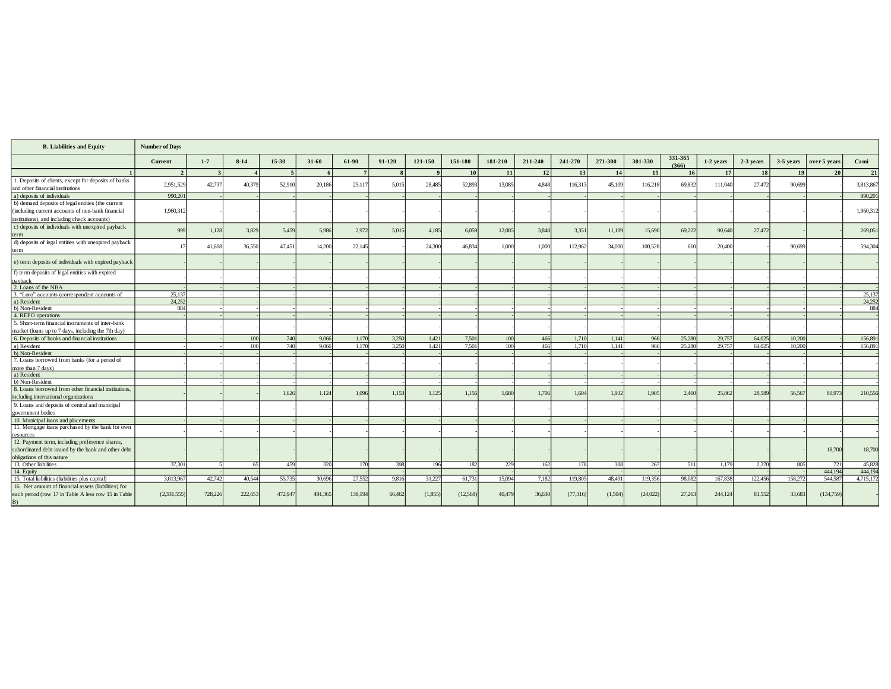| B. Liabilities and Equity | Number of Days | | | | | | | | | | | | | | | | | | | |
|---|---|---|---|---|---|---|---|---|---|---|---|---|---|---|---|---|---|---|---|---|
| | Current | 1-7 | 8-14 | 15-30 | 31-60 | 61-90 | 91-120 | 121-150 | 151-180 | 181-210 | 211-240 | 241-270 | 271-300 | 301-330 | 331-365 (366) | 1-2 years | 2-3 years | 3-5 years | over 5 years | Cəmi |
| 1 | 2 | 3 | 4 | 5 | 6 | 7 | 8 | 9 | 10 | 11 | 12 | 13 | 14 | 15 | 16 | 17 | 18 | 19 | 20 | 21 |
| 1. Deposits of clients, except for deposits of banks and other financial institutions | 2,951,529 | 42,737 | 40,379 | 52,910 | 20,186 | 25,117 | 5,015 | 28,485 | 52,893 | 13,085 | 4,848 | 116,313 | 45,109 | 116,218 | 69,832 | 111,040 | 27,472 | 90,699 | - | 3,813,867 |
| a) deposits of individuals | 990,201 | - | - | - | - | - | - | - | - | - | - | - | - | - | - | - | - | - | - | 990,201 |
| b) demand deposits of legal entities (the current (including current accounts of non-bank financial institutions), and including check accounts) | 1,960,312 | - | - | - | - | - | - | - | - | - | - | - | - | - | - | - | - | - | - | 1,960,312 |
| c) deposits of individuals with unexpired payback term | 999 | 1,128 | 3,829 | 5,459 | 5,986 | 2,972 | 5,015 | 4,185 | 6,059 | 12,085 | 3,848 | 3,351 | 11,109 | 15,690 | 69,222 | 90,640 | 27,472 | - | - | 269,051 |
| d) deposits of legal entities with unexpired payback term | 17 | 41,608 | 36,550 | 47,451 | 14,200 | 22,145 | - | 24,300 | 46,834 | 1,000 | 1,000 | 112,962 | 34,000 | 100,528 | 610 | 20,400 | - | 90,699 | - | 594,304 |
| e) term deposits of individuals with expired payback | - | - | - | - | - | - | - | - | - | - | - | - | - | - | - | - | - | - | - | - |
| f) term deposits of legal entities with expired payback | - | - | - | - | - | - | - | - | - | - | - | - | - | - | - | - | - | - | - | - |
| 2. Loans of the NBA | - | - | - | - | - | - | - | - | - | - | - | - | - | - | - | - | - | - | - | - |
| 3. "Loro" accounts (correspondent accounts of | 25,137 | - | - | - | - | - | - | - | - | - | - | - | - | - | - | - | - | - | - | 25,137 |
| a) Resident | 24,252 | - | - | - | - | - | - | - | - | - | - | - | - | - | - | - | - | - | - | 24,252 |
| b) Non-Resident | 884 | - | - | - | - | - | - | - | - | - | - | - | - | - | - | - | - | - | - | 884 |
| 4. REPO operations | - | - | - | - | - | - | - | - | - | - | - | - | - | - | - | - | - | - | - | - |
| 5. Short-term financial instruments of inter-bank market (loans up to 7 days, including the 7th day) | - | - | - | - | - | - | - | - | - | - | - | - | - | - | - | - | - | - | - | - |
| 6. Deposits of banks and financial institutions | - | - | 100 | 740 | 9,066 | 1,170 | 3,250 | 1,421 | 7,501 | 100 | 466 | 1,710 | 1,141 | 966 | 25,280 | 29,757 | 64,025 | 10,200 | - | 156,891 |
| a) Resident | - | - | 100 | 740 | 9,066 | 1,170 | 3,250 | 1,421 | 7,501 | 100 | 466 | 1,710 | 1,141 | 966 | 25,280 | 29,757 | 64,025 | 10,200 | - | 156,891 |
| b) Non-Resident | - | - | - | - | - | - | - | - | - | - | - | - | - | - | - | - | - | - | - | - |
| 7. Loans borrowed from banks (for a period of more than 7 days) | - | - | - | - | - | - | - | - | - | - | - | - | - | - | - | - | - | - | - | - |
| a) Resident | - | - | - | - | - | - | - | - | - | - | - | - | - | - | - | - | - | - | - | - |
| b) Non-Resident | - | - | - | - | - | - | - | - | - | - | - | - | - | - | - | - | - | - | - | - |
| 8. Loans borrowed from other financial institutions, including international organizations | - | - | - | 1,626 | 1,124 | 1,096 | 1,153 | 1,125 | 1,156 | 1,680 | 1,706 | 1,604 | 1,932 | 1,905 | 2,460 | 25,862 | 28,589 | 56,567 | 80,973 | 210,556 |
| 9. Loans and deposits of central and municipal government bodies | - | - | - | - | - | - | - | - | - | - | - | - | - | - | - | - | - | - | - | - |
| 10. Municipal loans and placements | - | - | - | - | - | - | - | - | - | - | - | - | - | - | - | - | - | - | - | - |
| 11. Mortgage loans purchased by the bank for own resources | - | - | - | - | - | - | - | - | - | - | - | - | - | - | - | - | - | - | - | - |
| 12. Payment term, including preference shares, subordinated debt issued by the bank and other debt obligations of this nature | - | - | - | - | - | - | - | - | - | - | - | - | - | - | - | - | - | - | 18,700 | 18,700 |
| 13. Other liabilities | 37,301 | 5 | 65 | 459 | 320 | 170 | 398 | 196 | 182 | 229 | 162 | 178 | 308 | 267 | 511 | 1,179 | 2,370 | 805 | 721 | 45,828 |
| 14. Equity | - | - | - | - | - | - | - | - | - | - | - | - | - | - | - | - | - | - | 444,194 | 444,194 |
| 15. Total liabilities (liabilities plus capital) | 3,013,967 | 42,742 | 40,544 | 55,735 | 30,696 | 27,552 | 9,816 | 31,227 | 61,731 | 15,094 | 7,182 | 119,805 | 48,491 | 119,356 | 98,082 | 167,838 | 122,456 | 158,272 | 544,587 | 4,715,172 |
| 16. Net amount of financial assets (liabilities) for each period (row 17 in Table A less row 15 in Table B) | (2,331,555) | 728,226 | 222,653 | 472,947 | 491,365 | 138,194 | 66,462 | (1,855) | (12,568) | 40,479 | 36,630 | (77,316) | (1,504) | (24,022) | 27,263 | 244,124 | 81,552 | 33,683 | (134,759) | - |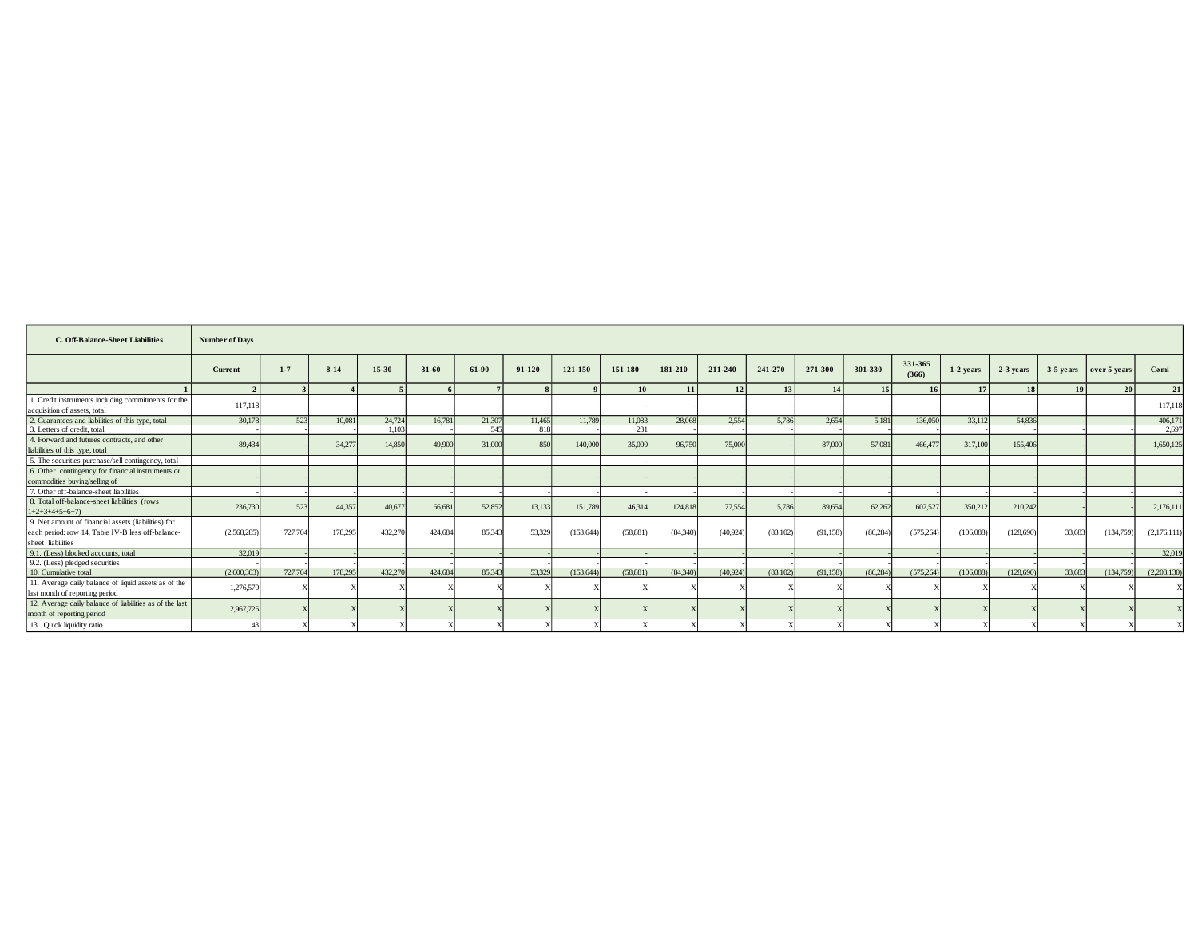| C. Off-Balance-Sheet Liabilities | Number of Days | | | | | | | | | | | | | | | | | | | |
|---|---|---|---|---|---|---|---|---|---|---|---|---|---|---|---|---|---|---|---|---|
| | Current | 1-7 | 8-14 | 15-30 | 31-60 | 61-90 | 91-120 | 121-150 | 151-180 | 181-210 | 211-240 | 241-270 | 271-300 | 301-330 | 331-365 (366) | 1-2 years | 2-3 years | 3-5 years | over 5 years | Cəmi |
| 1 | 2 | 3 | 4 | 5 | 6 | 7 | 8 | 9 | 10 | 11 | 12 | 13 | 14 | 15 | 16 | 17 | 18 | 19 | 20 | 21 |
| 1. Credit instruments including commitments for the acquisition of assets, total | 117,118 | - | - | - | - | - | - | - | - | - | - | - | - | - | - | - | - | - | - | 117,118 |
| 2. Guarantees and liabilities of this type, total | 30,178 | 523 | 10,081 | 24,724 | 16,781 | 21,307 | 11,465 | 11,789 | 11,083 | 28,068 | 2,554 | 5,786 | 2,654 | 5,181 | 136,050 | 33,112 | 54,836 | - | - | 406,171 |
| 3. Letters of credit, total | - | - | - | 1,103 | - | 545 | 818 | - | 231 | - | - | - | - | - | - | - | - | - | - | 2,697 |
| 4. Forward and futures contracts, and other liabilities of this type, total | 89,434 | - | 34,277 | 14,850 | 49,900 | 31,000 | 850 | 140,000 | 35,000 | 96,750 | 75,000 | - | 87,000 | 57,081 | 466,477 | 317,100 | 155,406 | - | - | 1,650,125 |
| 5. The securities purchase/sell contingency, total | - | - | - | - | - | - | - | - | - | - | - | - | - | - | - | - | - | - | - | - |
| 6. Other contingency for financial instruments or commodities buying/selling of | - | - | - | - | - | - | - | - | - | - | - | - | - | - | - | - | - | - | - | - |
| 7. Other off-balance-sheet liabilities | - | - | - | - | - | - | - | - | - | - | - | - | - | - | - | - | - | - | - | - |
| 8. Total off-balance-sheet liabilities (rows 1+2+3+4+5+6+7) | 236,730 | 523 | 44,357 | 40,677 | 66,681 | 52,852 | 13,133 | 151,789 | 46,314 | 124,818 | 77,554 | 5,786 | 89,654 | 62,262 | 602,527 | 350,212 | 210,242 | - | - | 2,176,111 |
| 9. Net amount of financial assets (liabilities) for each period: row 14, Table IV-B less off-balance-sheet liabilities | (2,568,285) | 727,704 | 178,295 | 432,270 | 424,684 | 85,343 | 53,329 | (153,644) | (58,881) | (84,340) | (40,924) | (83,102) | (91,158) | (86,284) | (575,264) | (106,088) | (128,690) | 33,683 | (134,759) | (2,176,111) |
| 9.1. (Less) blocked accounts, total | 32,019 | - | - | - | - | - | - | - | - | - | - | - | - | - | - | - | - | - | - | 32,019 |
| 9.2. (Less) pledged securities | - | - | - | - | - | - | - | - | - | - | - | - | - | - | - | - | - | - | - | - |
| 10. Cumulative total | (2,600,303) | 727,704 | 178,295 | 432,270 | 424,684 | 85,343 | 53,329 | (153,644) | (58,881) | (84,340) | (40,924) | (83,102) | (91,158) | (86,284) | (575,264) | (106,088) | (128,690) | 33,683 | (134,759) | (2,208,130) |
| 11. Average daily balance of liquid assets as of the last month of reporting period | 1,276,570 | X | X | X | X | X | X | X | X | X | X | X | X | X | X | X | X | X | X | X |
| 12. Average daily balance of liabilities as of the last month of reporting period | 2,967,725 | X | X | X | X | X | X | X | X | X | X | X | X | X | X | X | X | X | X | X |
| 13. Quick liquidity ratio | 43 | X | X | X | X | X | X | X | X | X | X | X | X | X | X | X | X | X | X | X |